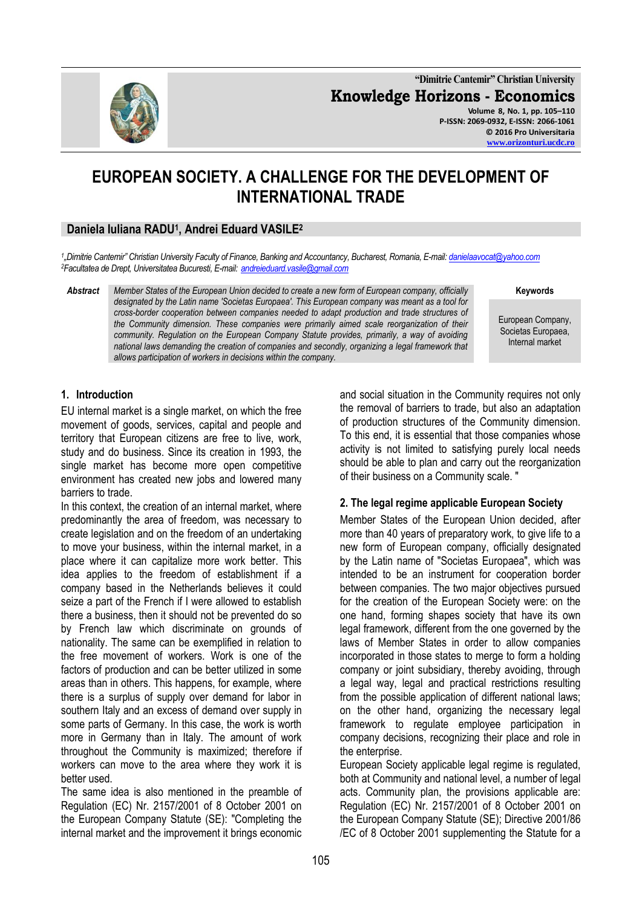# EUROPEAN SOCIETY. A CHALLENGE FOR THE DEVELOPMENT OF INTERNATIONAL TRADE

**Daniela Iuliana RADU[1], Andrei Eduard VASILE[2]**

[1]„Dimitrie Cantemir" Christian University Faculty of Finance, Banking and Accountancy, Bucharest, Romania, E-mail: danielaavocat@yahoo.com
[2]Facultatea de Drept, Universitatea Bucuresti, E-mail: andreieduard.vasile@gmail.com

**Abstract** *Member States of the European Union decided to create a new form of European company, officially designated by the Latin name 'Societas Europaea'. This European company was meant as a tool for cross-border cooperation between companies needed to adapt production and trade structures of the Community dimension. These companies were primarily aimed scale reorganization of their community. Regulation on the European Company Statute provides, primarily, a way of avoiding national laws demanding the creation of companies and secondly, organizing a legal framework that allows participation of workers in decisions within the company.*

**Keywords**
European Company, Societas Europaea, Internal market

## 1. Introduction

EU internal market is a single market, on which the free movement of goods, services, capital and people and territory that European citizens are free to live, work, study and do business. Since its creation in 1993, the single market has become more open competitive environment has created new jobs and lowered many barriers to trade.

In this context, the creation of an internal market, where predominantly the area of freedom, was necessary to create legislation and on the freedom of an undertaking to move your business, within the internal market, in a place where it can capitalize more work better. This idea applies to the freedom of establishment if a company based in the Netherlands believes it could seize a part of the French if I were allowed to establish there a business, then it should not be prevented do so by French law which discriminate on grounds of nationality. The same can be exemplified in relation to the free movement of workers. Work is one of the factors of production and can be better utilized in some areas than in others. This happens, for example, where there is a surplus of supply over demand for labor in southern Italy and an excess of demand over supply in some parts of Germany. In this case, the work is worth more in Germany than in Italy. The amount of work throughout the Community is maximized; therefore if workers can move to the area where they work it is better used.

The same idea is also mentioned in the preamble of Regulation (EC) Nr. 2157/2001 of 8 October 2001 on the European Company Statute (SE): "Completing the internal market and the improvement it brings economic and social situation in the Community requires not only the removal of barriers to trade, but also an adaptation of production structures of the Community dimension. To this end, it is essential that those companies whose activity is not limited to satisfying purely local needs should be able to plan and carry out the reorganization of their business on a Community scale. "

## 2. The legal regime applicable European Society

Member States of the European Union decided, after more than 40 years of preparatory work, to give life to a new form of European company, officially designated by the Latin name of "Societas Europaea", which was intended to be an instrument for cooperation border between companies. The two major objectives pursued for the creation of the European Society were: on the one hand, forming shapes society that have its own legal framework, different from the one governed by the laws of Member States in order to allow companies incorporated in those states to merge to form a holding company or joint subsidiary, thereby avoiding, through a legal way, legal and practical restrictions resulting from the possible application of different national laws; on the other hand, organizing the necessary legal framework to regulate employee participation in company decisions, recognizing their place and role in the enterprise.

European Society applicable legal regime is regulated, both at Community and national level, a number of legal acts. Community plan, the provisions applicable are: Regulation (EC) Nr. 2157/2001 of 8 October 2001 on the European Company Statute (SE); Directive 2001/86 /EC of 8 October 2001 supplementing the Statute for a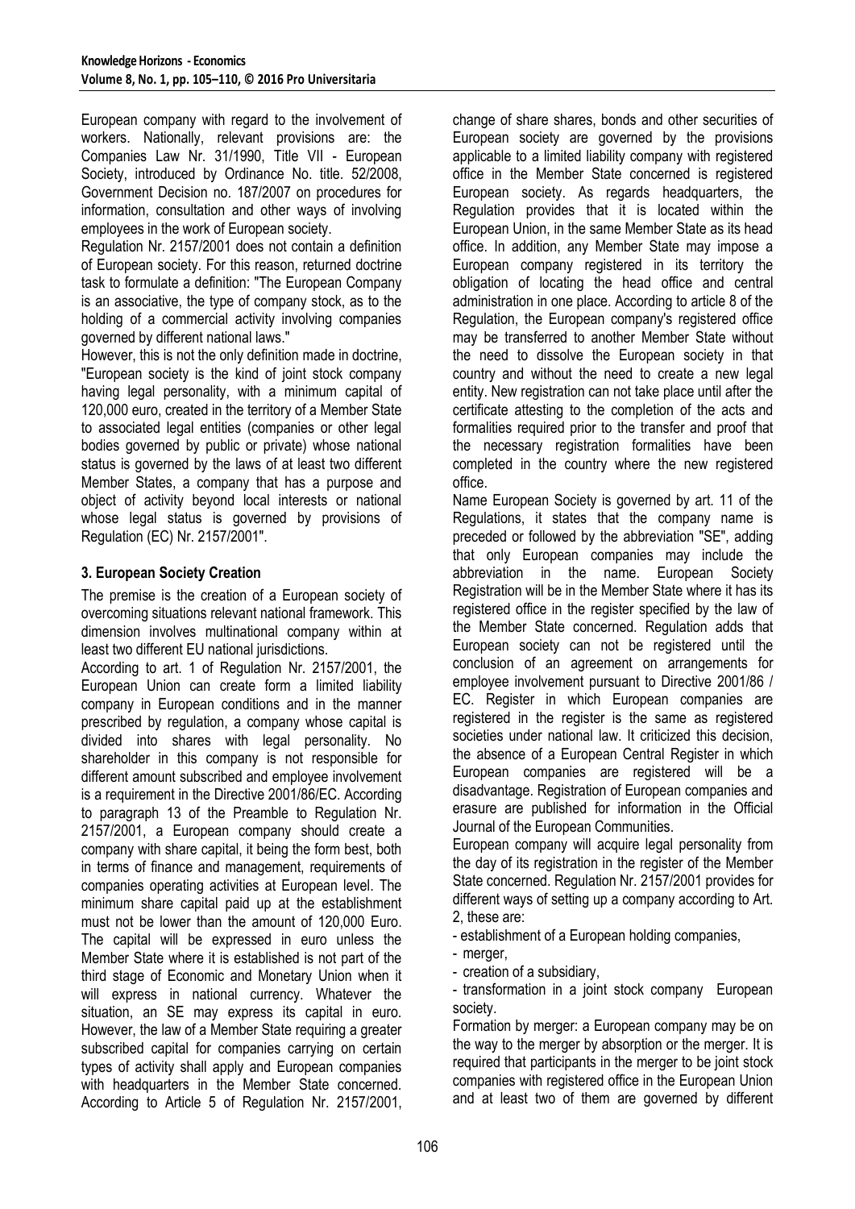European company with regard to the involvement of workers. Nationally, relevant provisions are: the Companies Law Nr. 31/1990, Title VII - European Society, introduced by Ordinance No. title. 52/2008, Government Decision no. 187/2007 on procedures for information, consultation and other ways of involving employees in the work of European society.

Regulation Nr. 2157/2001 does not contain a definition of European society. For this reason, returned doctrine task to formulate a definition: "The European Company is an associative, the type of company stock, as to the holding of a commercial activity involving companies governed by different national laws."

However, this is not the only definition made in doctrine, "European society is the kind of joint stock company having legal personality, with a minimum capital of 120,000 euro, created in the territory of a Member State to associated legal entities (companies or other legal bodies governed by public or private) whose national status is governed by the laws of at least two different Member States, a company that has a purpose and object of activity beyond local interests or national whose legal status is governed by provisions of Regulation (EC) Nr. 2157/2001".

## 3. European Society Creation

The premise is the creation of a European society of overcoming situations relevant national framework. This dimension involves multinational company within at least two different EU national jurisdictions.

According to art. 1 of Regulation Nr. 2157/2001, the European Union can create form a limited liability company in European conditions and in the manner prescribed by regulation, a company whose capital is divided into shares with legal personality. No shareholder in this company is not responsible for different amount subscribed and employee involvement is a requirement in the Directive 2001/86/EC. According to paragraph 13 of the Preamble to Regulation Nr. 2157/2001, a European company should create a company with share capital, it being the form best, both in terms of finance and management, requirements of companies operating activities at European level. The minimum share capital paid up at the establishment must not be lower than the amount of 120,000 Euro. The capital will be expressed in euro unless the Member State where it is established is not part of the third stage of Economic and Monetary Union when it will express in national currency. Whatever the situation, an SE may express its capital in euro. However, the law of a Member State requiring a greater subscribed capital for companies carrying on certain types of activity shall apply and European companies with headquarters in the Member State concerned. According to Article 5 of Regulation Nr. 2157/2001, change of share shares, bonds and other securities of European society are governed by the provisions applicable to a limited liability company with registered office in the Member State concerned is registered European society. As regards headquarters, the Regulation provides that it is located within the European Union, in the same Member State as its head office. In addition, any Member State may impose a European company registered in its territory the obligation of locating the head office and central administration in one place. According to article 8 of the Regulation, the European company's registered office may be transferred to another Member State without the need to dissolve the European society in that country and without the need to create a new legal entity. New registration can not take place until after the certificate attesting to the completion of the acts and formalities required prior to the transfer and proof that the necessary registration formalities have been completed in the country where the new registered office.

Name European Society is governed by art. 11 of the Regulations, it states that the company name is preceded or followed by the abbreviation "SE", adding that only European companies may include the abbreviation in the name. European Society Registration will be in the Member State where it has its registered office in the register specified by the law of the Member State concerned. Regulation adds that European society can not be registered until the conclusion of an agreement on arrangements for employee involvement pursuant to Directive 2001/86 / EC. Register in which European companies are registered in the register is the same as registered societies under national law. It criticized this decision, the absence of a European Central Register in which European companies are registered will be a disadvantage. Registration of European companies and erasure are published for information in the Official Journal of the European Communities.

European company will acquire legal personality from the day of its registration in the register of the Member State concerned. Regulation Nr. 2157/2001 provides for different ways of setting up a company according to Art. 2, these are:

- establishment of a European holding companies,
- merger,
- creation of a subsidiary,
- transformation in a joint stock company European society.

Formation by merger: a European company may be on the way to the merger by absorption or the merger. It is required that participants in the merger to be joint stock companies with registered office in the European Union and at least two of them are governed by different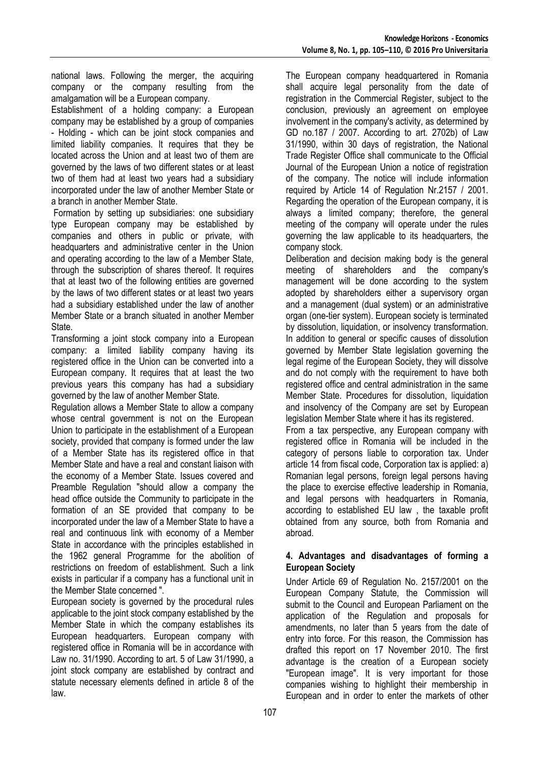national laws. Following the merger, the acquiring company or the company resulting from the amalgamation will be a European company.

Establishment of a holding company: a European company may be established by a group of companies - Holding - which can be joint stock companies and limited liability companies. It requires that they be located across the Union and at least two of them are governed by the laws of two different states or at least two of them had at least two years had a subsidiary incorporated under the law of another Member State or a branch in another Member State.

Formation by setting up subsidiaries: one subsidiary type European company may be established by companies and others in public or private, with headquarters and administrative center in the Union and operating according to the law of a Member State, through the subscription of shares thereof. It requires that at least two of the following entities are governed by the laws of two different states or at least two years had a subsidiary established under the law of another Member State or a branch situated in another Member State.

Transforming a joint stock company into a European company: a limited liability company having its registered office in the Union can be converted into a European company. It requires that at least the two previous years this company has had a subsidiary governed by the law of another Member State.

Regulation allows a Member State to allow a company whose central government is not on the European Union to participate in the establishment of a European society, provided that company is formed under the law of a Member State has its registered office in that Member State and have a real and constant liaison with the economy of a Member State. Issues covered and Preamble Regulation "should allow a company the head office outside the Community to participate in the formation of an SE provided that company to be incorporated under the law of a Member State to have a real and continuous link with economy of a Member State in accordance with the principles established in the 1962 general Programme for the abolition of restrictions on freedom of establishment. Such a link exists in particular if a company has a functional unit in the Member State concerned ".

European society is governed by the procedural rules applicable to the joint stock company established by the Member State in which the company establishes its European headquarters. European company with registered office in Romania will be in accordance with Law no. 31/1990. According to art. 5 of Law 31/1990, a joint stock company are established by contract and statute necessary elements defined in article 8 of the law.

The European company headquartered in Romania shall acquire legal personality from the date of registration in the Commercial Register, subject to the conclusion, previously an agreement on employee involvement in the company's activity, as determined by GD no.187 / 2007. According to art. 2702b) of Law 31/1990, within 30 days of registration, the National Trade Register Office shall communicate to the Official Journal of the European Union a notice of registration of the company. The notice will include information required by Article 14 of Regulation Nr.2157 / 2001. Regarding the operation of the European company, it is always a limited company; therefore, the general meeting of the company will operate under the rules governing the law applicable to its headquarters, the company stock.

Deliberation and decision making body is the general meeting of shareholders and the company's management will be done according to the system adopted by shareholders either a supervisory organ and a management (dual system) or an administrative organ (one-tier system). European society is terminated by dissolution, liquidation, or insolvency transformation. In addition to general or specific causes of dissolution governed by Member State legislation governing the legal regime of the European Society, they will dissolve and do not comply with the requirement to have both registered office and central administration in the same Member State. Procedures for dissolution, liquidation and insolvency of the Company are set by European legislation Member State where it has its registered.

From a tax perspective, any European company with registered office in Romania will be included in the category of persons liable to corporation tax. Under article 14 from fiscal code, Corporation tax is applied: a) Romanian legal persons, foreign legal persons having the place to exercise effective leadership in Romania, and legal persons with headquarters in Romania, according to established EU law , the taxable profit obtained from any source, both from Romania and abroad.

## 4. Advantages and disadvantages of forming a European Society

Under Article 69 of Regulation No. 2157/2001 on the European Company Statute, the Commission will submit to the Council and European Parliament on the application of the Regulation and proposals for amendments, no later than 5 years from the date of entry into force. For this reason, the Commission has drafted this report on 17 November 2010. The first advantage is the creation of a European society "European image". It is very important for those companies wishing to highlight their membership in European and in order to enter the markets of other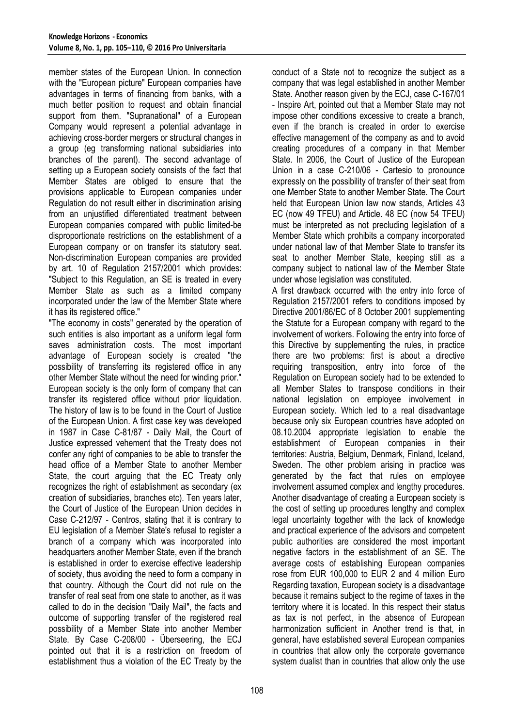member states of the European Union. In connection with the "European picture" European companies have advantages in terms of financing from banks, with a much better position to request and obtain financial support from them. "Supranational" of a European Company would represent a potential advantage in achieving cross-border mergers or structural changes in a group (eg transforming national subsidiaries into branches of the parent). The second advantage of setting up a European society consists of the fact that Member States are obliged to ensure that the provisions applicable to European companies under Regulation do not result either in discrimination arising from an unjustified differentiated treatment between European companies compared with public limited-be disproportionate restrictions on the establishment of a European company or on transfer its statutory seat. Non-discrimination European companies are provided by art. 10 of Regulation 2157/2001 which provides: "Subject to this Regulation, an SE is treated in every Member State as such as a limited company incorporated under the law of the Member State where it has its registered office."

"The economy in costs" generated by the operation of such entities is also important as a uniform legal form saves administration costs. The most important advantage of European society is created "the possibility of transferring its registered office in any other Member State without the need for winding prior." European society is the only form of company that can transfer its registered office without prior liquidation. The history of law is to be found in the Court of Justice of the European Union. A first case key was developed in 1987 in Case C-81/87 - Daily Mail, the Court of Justice expressed vehement that the Treaty does not confer any right of companies to be able to transfer the head office of a Member State to another Member State, the court arguing that the EC Treaty only recognizes the right of establishment as secondary (ex creation of subsidiaries, branches etc). Ten years later, the Court of Justice of the European Union decides in Case C-212/97 - Centros, stating that it is contrary to EU legislation of a Member State's refusal to register a branch of a company which was incorporated into headquarters another Member State, even if the branch is established in order to exercise effective leadership of society, thus avoiding the need to form a company in that country. Although the Court did not rule on the transfer of real seat from one state to another, as it was called to do in the decision "Daily Mail", the facts and outcome of supporting transfer of the registered real possibility of a Member State into another Member State. By Case C-208/00 - Überseering, the ECJ pointed out that it is a restriction on freedom of establishment thus a violation of the EC Treaty by the conduct of a State not to recognize the subject as a company that was legal established in another Member State. Another reason given by the ECJ, case C-167/01 - Inspire Art, pointed out that a Member State may not impose other conditions excessive to create a branch, even if the branch is created in order to exercise effective management of the company as and to avoid creating procedures of a company in that Member State. In 2006, the Court of Justice of the European Union in a case C-210/06 - Cartesio to pronounce expressly on the possibility of transfer of their seat from one Member State to another Member State. The Court held that European Union law now stands, Articles 43 EC (now 49 TFEU) and Article. 48 EC (now 54 TFEU) must be interpreted as not precluding legislation of a Member State which prohibits a company incorporated under national law of that Member State to transfer its seat to another Member State, keeping still as a company subject to national law of the Member State under whose legislation was constituted.

A first drawback occurred with the entry into force of Regulation 2157/2001 refers to conditions imposed by Directive 2001/86/EC of 8 October 2001 supplementing the Statute for a European company with regard to the involvement of workers. Following the entry into force of this Directive by supplementing the rules, in practice there are two problems: first is about a directive requiring transposition, entry into force of the Regulation on European society had to be extended to all Member States to transpose conditions in their national legislation on employee involvement in European society. Which led to a real disadvantage because only six European countries have adopted on 08.10.2004 appropriate legislation to enable the establishment of European companies in their territories: Austria, Belgium, Denmark, Finland, Iceland, Sweden. The other problem arising in practice was generated by the fact that rules on employee involvement assumed complex and lengthy procedures. Another disadvantage of creating a European society is the cost of setting up procedures lengthy and complex legal uncertainty together with the lack of knowledge and practical experience of the advisors and competent public authorities are considered the most important negative factors in the establishment of an SE. The average costs of establishing European companies rose from EUR 100,000 to EUR 2 and 4 million Euro Regarding taxation, European society is a disadvantage because it remains subject to the regime of taxes in the territory where it is located. In this respect their status as tax is not perfect, in the absence of European harmonization sufficient in Another trend is that, in general, have established several European companies in countries that allow only the corporate governance system dualist than in countries that allow only the use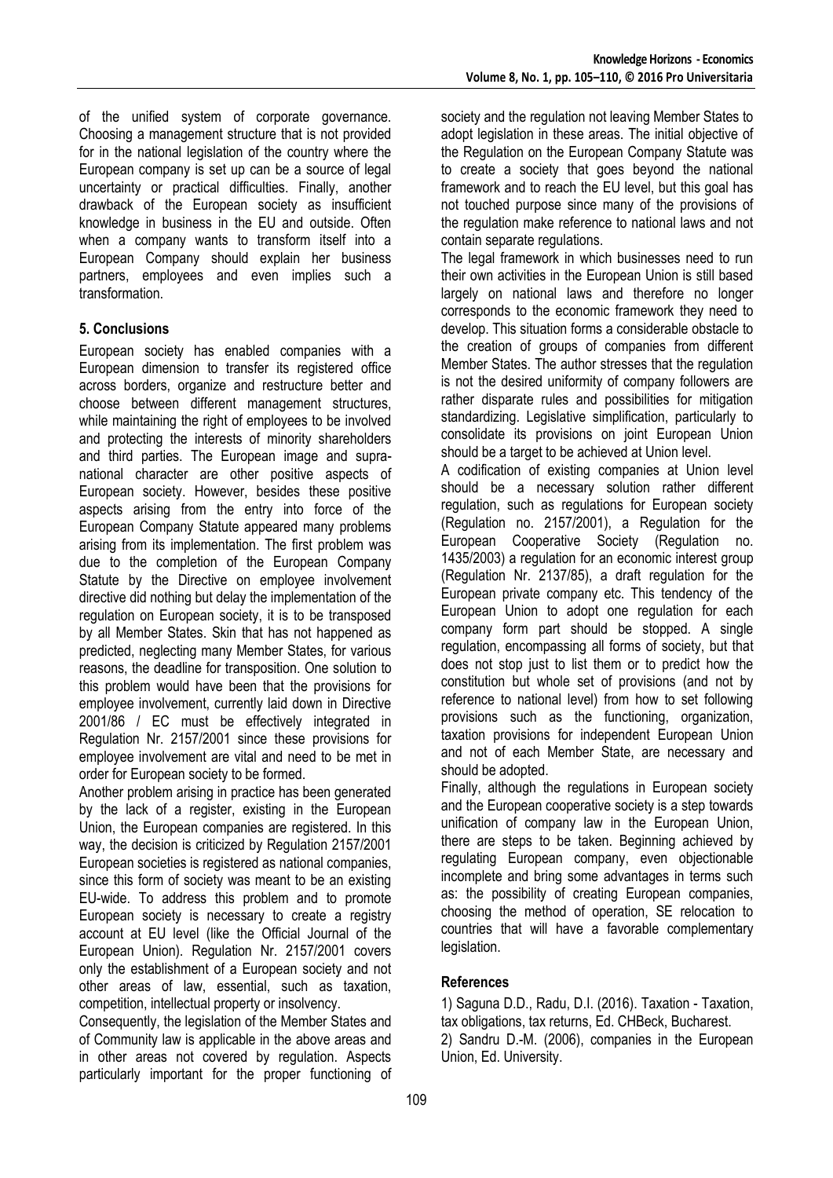of the unified system of corporate governance. Choosing a management structure that is not provided for in the national legislation of the country where the European company is set up can be a source of legal uncertainty or practical difficulties. Finally, another drawback of the European society as insufficient knowledge in business in the EU and outside. Often when a company wants to transform itself into a European Company should explain her business partners, employees and even implies such a transformation.

## 5. Conclusions

European society has enabled companies with a European dimension to transfer its registered office across borders, organize and restructure better and choose between different management structures, while maintaining the right of employees to be involved and protecting the interests of minority shareholders and third parties. The European image and supra-national character are other positive aspects of European society. However, besides these positive aspects arising from the entry into force of the European Company Statute appeared many problems arising from its implementation. The first problem was due to the completion of the European Company Statute by the Directive on employee involvement directive did nothing but delay the implementation of the regulation on European society, it is to be transposed by all Member States. Skin that has not happened as predicted, neglecting many Member States, for various reasons, the deadline for transposition. One solution to this problem would have been that the provisions for employee involvement, currently laid down in Directive 2001/86 / EC must be effectively integrated in Regulation Nr. 2157/2001 since these provisions for employee involvement are vital and need to be met in order for European society to be formed.

Another problem arising in practice has been generated by the lack of a register, existing in the European Union, the European companies are registered. In this way, the decision is criticized by Regulation 2157/2001 European societies is registered as national companies, since this form of society was meant to be an existing EU-wide. To address this problem and to promote European society is necessary to create a registry account at EU level (like the Official Journal of the European Union). Regulation Nr. 2157/2001 covers only the establishment of a European society and not other areas of law, essential, such as taxation, competition, intellectual property or insolvency.

Consequently, the legislation of the Member States and of Community law is applicable in the above areas and in other areas not covered by regulation. Aspects particularly important for the proper functioning of society and the regulation not leaving Member States to adopt legislation in these areas. The initial objective of the Regulation on the European Company Statute was to create a society that goes beyond the national framework and to reach the EU level, but this goal has not touched purpose since many of the provisions of the regulation make reference to national laws and not contain separate regulations.

The legal framework in which businesses need to run their own activities in the European Union is still based largely on national laws and therefore no longer corresponds to the economic framework they need to develop. This situation forms a considerable obstacle to the creation of groups of companies from different Member States. The author stresses that the regulation is not the desired uniformity of company followers are rather disparate rules and possibilities for mitigation standardizing. Legislative simplification, particularly to consolidate its provisions on joint European Union should be a target to be achieved at Union level.

A codification of existing companies at Union level should be a necessary solution rather different regulation, such as regulations for European society (Regulation no. 2157/2001), a Regulation for the European Cooperative Society (Regulation no. 1435/2003) a regulation for an economic interest group (Regulation Nr. 2137/85), a draft regulation for the European private company etc. This tendency of the European Union to adopt one regulation for each company form part should be stopped. A single regulation, encompassing all forms of society, but that does not stop just to list them or to predict how the constitution but whole set of provisions (and not by reference to national level) from how to set following provisions such as the functioning, organization, taxation provisions for independent European Union and not of each Member State, are necessary and should be adopted.

Finally, although the regulations in European society and the European cooperative society is a step towards unification of company law in the European Union, there are steps to be taken. Beginning achieved by regulating European company, even objectionable incomplete and bring some advantages in terms such as: the possibility of creating European companies, choosing the method of operation, SE relocation to countries that will have a favorable complementary legislation.

## References

1) Saguna D.D., Radu, D.I. (2016). Taxation - Taxation, tax obligations, tax returns, Ed. CHBeck, Bucharest.

2) Sandru D.-M. (2006), companies in the European Union, Ed. University.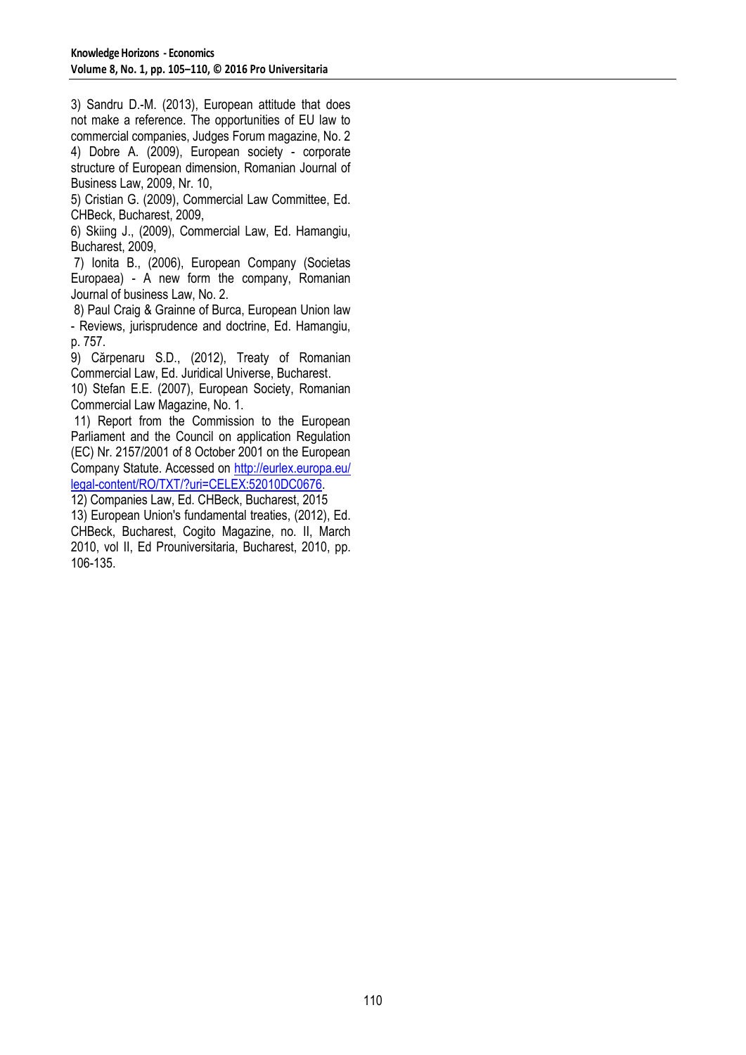3) Sandru D.-M. (2013), European attitude that does not make a reference. The opportunities of EU law to commercial companies, Judges Forum magazine, No. 2

4) Dobre A. (2009), European society - corporate structure of European dimension, Romanian Journal of Business Law, 2009, Nr. 10,

5) Cristian G. (2009), Commercial Law Committee, Ed. CHBeck, Bucharest, 2009,

6) Skiing J., (2009), Commercial Law, Ed. Hamangiu, Bucharest, 2009,

7) Ionita B., (2006), European Company (Societas Europaea) - A new form the company, Romanian Journal of business Law, No. 2.

8) Paul Craig & Grainne of Burca, European Union law - Reviews, jurisprudence and doctrine, Ed. Hamangiu, p. 757.

9) Cărpenaru S.D., (2012), Treaty of Romanian Commercial Law, Ed. Juridical Universe, Bucharest.

10) Stefan E.E. (2007), European Society, Romanian Commercial Law Magazine, No. 1.

11) Report from the Commission to the European Parliament and the Council on application Regulation (EC) Nr. 2157/2001 of 8 October 2001 on the European Company Statute. Accessed on http://eurlex.europa.eu/legal-content/RO/TXT/?uri=CELEX:52010DC0676.

12) Companies Law, Ed. CHBeck, Bucharest, 2015

13) European Union's fundamental treaties, (2012), Ed. CHBeck, Bucharest, Cogito Magazine, no. II, March 2010, vol II, Ed Prouniversitaria, Bucharest, 2010, pp. 106-135.